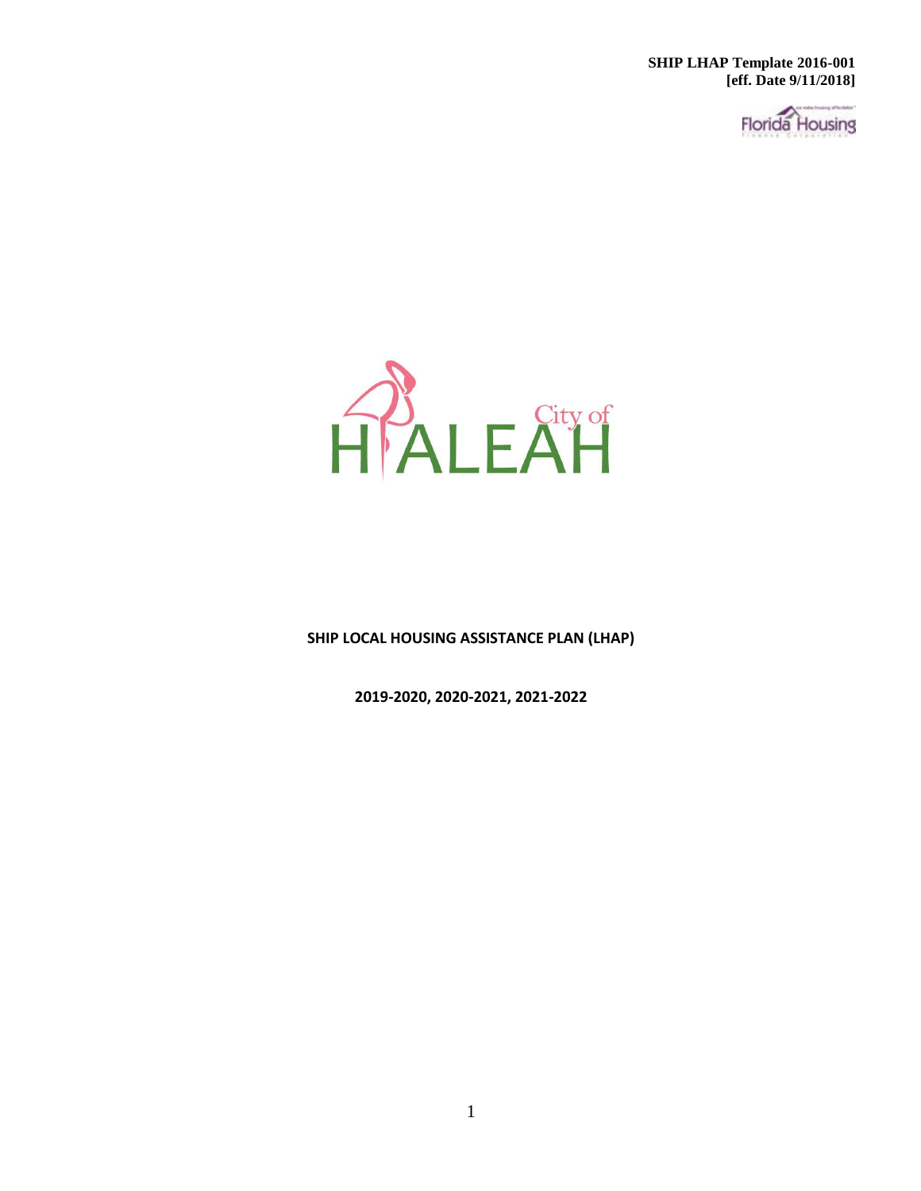**SHIP LHAP Template 2016-001**
**[eff. Date 9/11/2018]**

# SHIP LOCAL HOUSING ASSISTANCE PLAN (LHAP)

**2019-2020, 2020-2021, 2021-2022**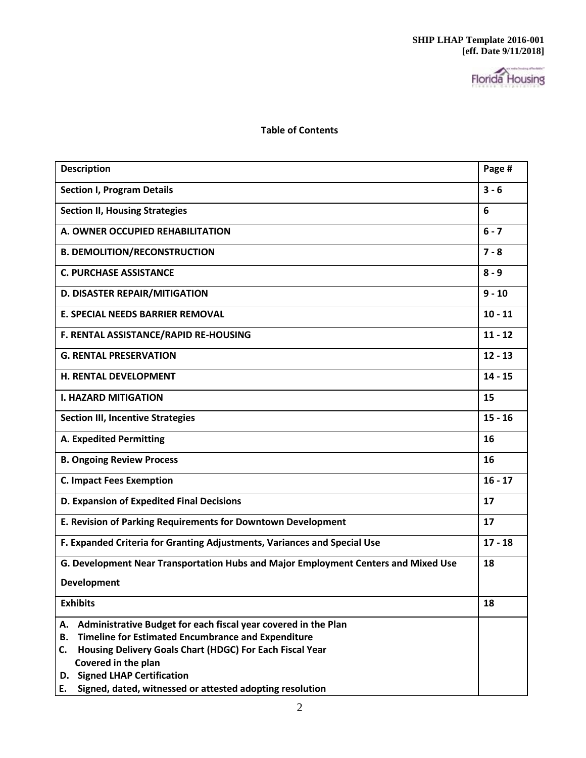## Table of Contents

| Description | Page # |
|---|---|
| **Section I, Program Details** | **3 - 6** |
| **Section II, Housing Strategies** | **6** |
| **A. OWNER OCCUPIED REHABILITATION** | **6 - 7** |
| **B. DEMOLITION/RECONSTRUCTION** | **7 - 8** |
| **C. PURCHASE ASSISTANCE** | **8 - 9** |
| **D. DISASTER REPAIR/MITIGATION** | **9 - 10** |
| **E. SPECIAL NEEDS BARRIER REMOVAL** | **10 - 11** |
| **F. RENTAL ASSISTANCE/RAPID RE-HOUSING** | **11 - 12** |
| **G. RENTAL PRESERVATION** | **12 - 13** |
| **H. RENTAL DEVELOPMENT** | **14 - 15** |
| **I. HAZARD MITIGATION** | **15** |
| **Section III, Incentive Strategies** | **15 - 16** |
| **A. Expedited Permitting** | **16** |
| **B. Ongoing Review Process** | **16** |
| **C. Impact Fees Exemption** | **16 - 17** |
| **D. Expansion of Expedited Final Decisions** | **17** |
| **E. Revision of Parking Requirements for Downtown Development** | **17** |
| **F. Expanded Criteria for Granting Adjustments, Variances and Special Use** | **17 - 18** |
| **G. Development Near Transportation Hubs and Major Employment Centers and Mixed Use Development** | **18** |
| **Exhibits** | **18** |
| **A. Administrative Budget for each fiscal year covered in the Plan**<br>**B. Timeline for Estimated Encumbrance and Expenditure**<br>**C. Housing Delivery Goals Chart (HDGC) For Each Fiscal Year Covered in the plan**<br>**D. Signed LHAP Certification**<br>**E. Signed, dated, witnessed or attested adopting resolution** | |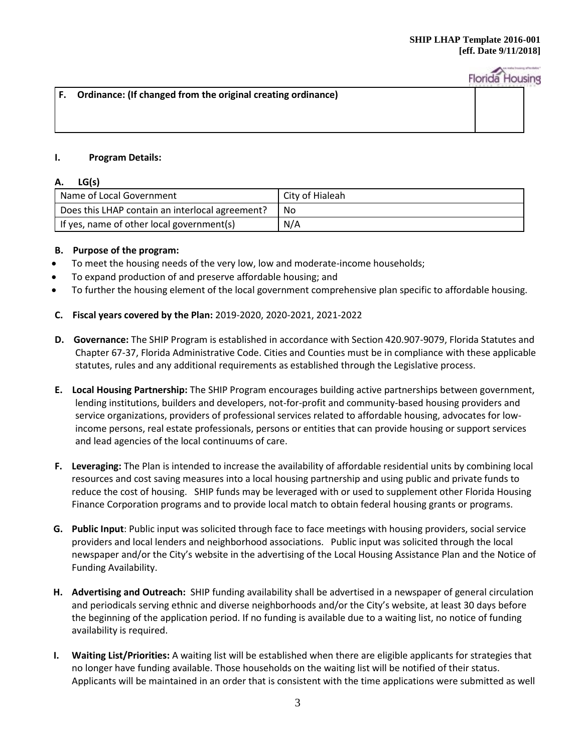| F. Ordinance: (If changed from the original creating ordinance) | |
|---|---|

**I. Program Details:**

**A. LG(s)**

| Name of Local Government | City of Hialeah |
|---|---|
| Does this LHAP contain an interlocal agreement? | No |
| If yes, name of other local government(s) | N/A |

**B. Purpose of the program:**

- To meet the housing needs of the very low, low and moderate-income households;
- To expand production of and preserve affordable housing; and
- To further the housing element of the local government comprehensive plan specific to affordable housing.

**C. Fiscal years covered by the Plan:** 2019-2020, 2020-2021, 2021-2022

**D. Governance:** The SHIP Program is established in accordance with Section 420.907-9079, Florida Statutes and Chapter 67-37, Florida Administrative Code. Cities and Counties must be in compliance with these applicable statutes, rules and any additional requirements as established through the Legislative process.

**E. Local Housing Partnership:** The SHIP Program encourages building active partnerships between government, lending institutions, builders and developers, not-for-profit and community-based housing providers and service organizations, providers of professional services related to affordable housing, advocates for low-income persons, real estate professionals, persons or entities that can provide housing or support services and lead agencies of the local continuums of care.

**F. Leveraging:** The Plan is intended to increase the availability of affordable residential units by combining local resources and cost saving measures into a local housing partnership and using public and private funds to reduce the cost of housing. SHIP funds may be leveraged with or used to supplement other Florida Housing Finance Corporation programs and to provide local match to obtain federal housing grants or programs.

**G. Public Input**: Public input was solicited through face to face meetings with housing providers, social service providers and local lenders and neighborhood associations. Public input was solicited through the local newspaper and/or the City's website in the advertising of the Local Housing Assistance Plan and the Notice of Funding Availability.

**H. Advertising and Outreach:** SHIP funding availability shall be advertised in a newspaper of general circulation and periodicals serving ethnic and diverse neighborhoods and/or the City's website, at least 30 days before the beginning of the application period. If no funding is available due to a waiting list, no notice of funding availability is required.

**I. Waiting List/Priorities:** A waiting list will be established when there are eligible applicants for strategies that no longer have funding available. Those households on the waiting list will be notified of their status. Applicants will be maintained in an order that is consistent with the time applications were submitted as well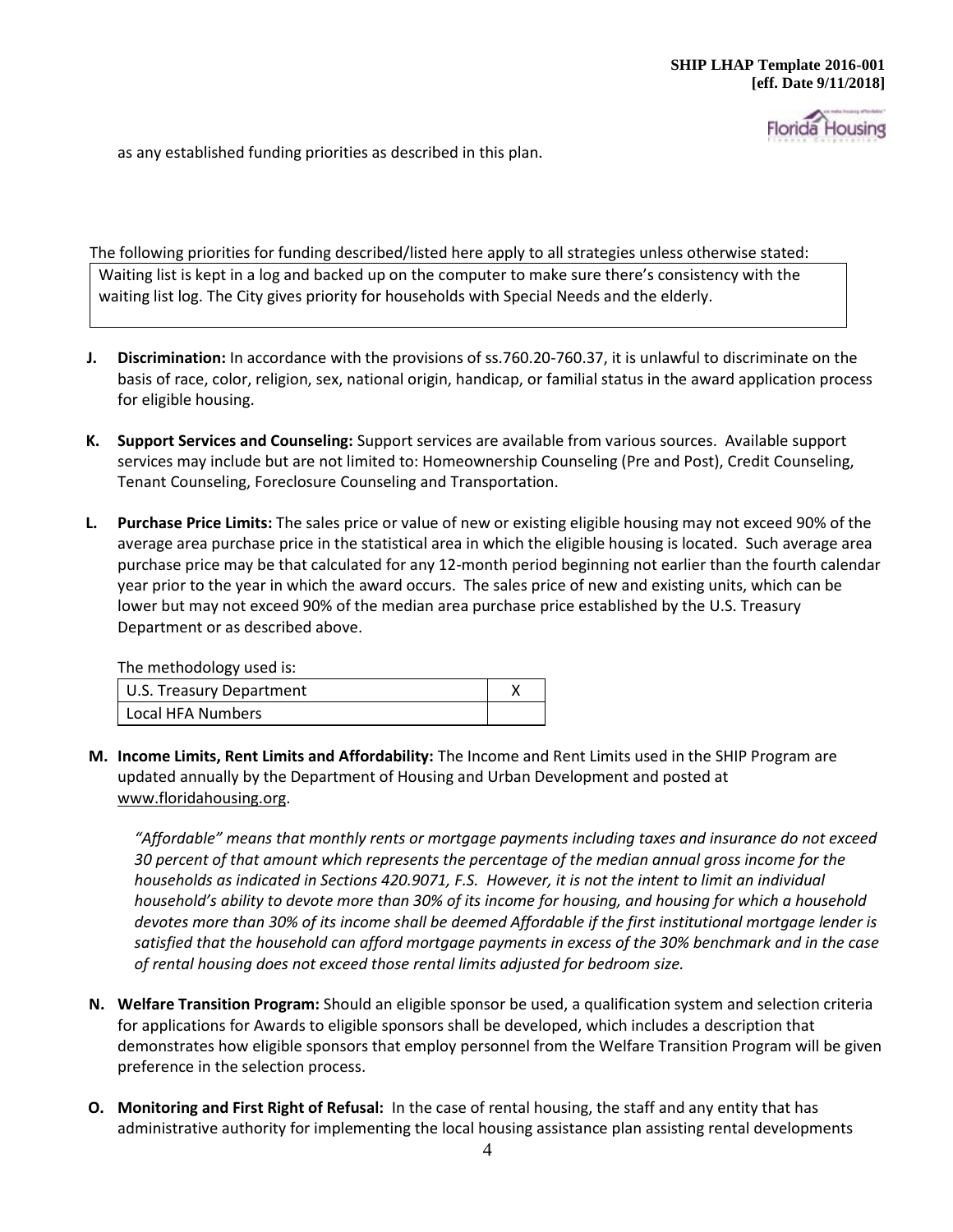as any established funding priorities as described in this plan.

The following priorities for funding described/listed here apply to all strategies unless otherwise stated:

Waiting list is kept in a log and backed up on the computer to make sure there's consistency with the waiting list log. The City gives priority for households with Special Needs and the elderly.

**J. Discrimination:** In accordance with the provisions of ss.760.20-760.37, it is unlawful to discriminate on the basis of race, color, religion, sex, national origin, handicap, or familial status in the award application process for eligible housing.

**K. Support Services and Counseling:** Support services are available from various sources. Available support services may include but are not limited to: Homeownership Counseling (Pre and Post), Credit Counseling, Tenant Counseling, Foreclosure Counseling and Transportation.

**L. Purchase Price Limits:** The sales price or value of new or existing eligible housing may not exceed 90% of the average area purchase price in the statistical area in which the eligible housing is located. Such average area purchase price may be that calculated for any 12-month period beginning not earlier than the fourth calendar year prior to the year in which the award occurs. The sales price of new and existing units, which can be lower but may not exceed 90% of the median area purchase price established by the U.S. Treasury Department or as described above.

The methodology used is:

| | |
|---|---|
| U.S. Treasury Department | X |
| Local HFA Numbers | |

**M. Income Limits, Rent Limits and Affordability:** The Income and Rent Limits used in the SHIP Program are updated annually by the Department of Housing and Urban Development and posted at www.floridahousing.org.

*"Affordable" means that monthly rents or mortgage payments including taxes and insurance do not exceed 30 percent of that amount which represents the percentage of the median annual gross income for the households as indicated in Sections 420.9071, F.S. However, it is not the intent to limit an individual household's ability to devote more than 30% of its income for housing, and housing for which a household devotes more than 30% of its income shall be deemed Affordable if the first institutional mortgage lender is satisfied that the household can afford mortgage payments in excess of the 30% benchmark and in the case of rental housing does not exceed those rental limits adjusted for bedroom size.*

**N. Welfare Transition Program:** Should an eligible sponsor be used, a qualification system and selection criteria for applications for Awards to eligible sponsors shall be developed, which includes a description that demonstrates how eligible sponsors that employ personnel from the Welfare Transition Program will be given preference in the selection process.

**O. Monitoring and First Right of Refusal:** In the case of rental housing, the staff and any entity that has administrative authority for implementing the local housing assistance plan assisting rental developments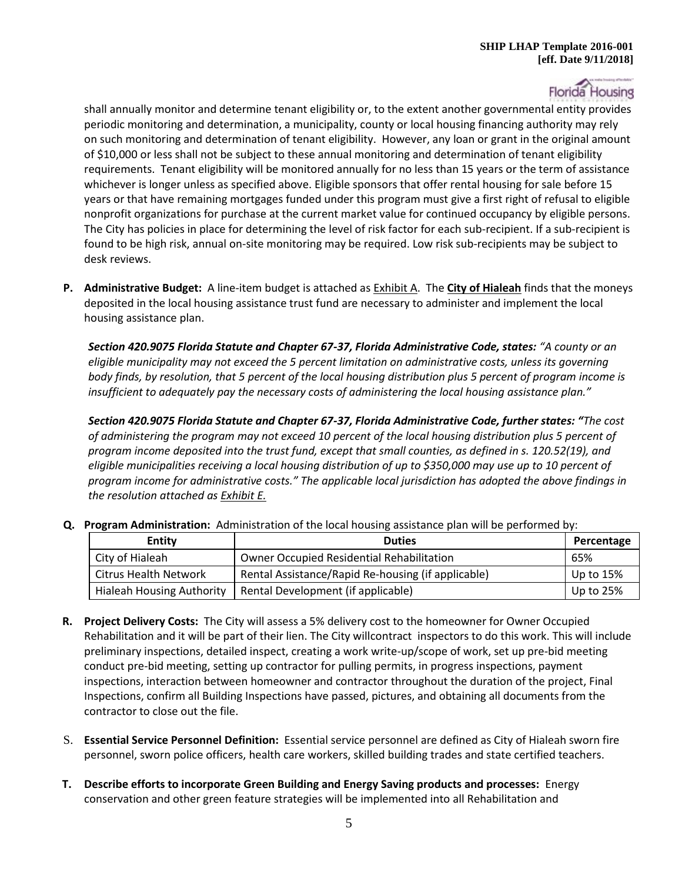shall annually monitor and determine tenant eligibility or, to the extent another governmental entity provides periodic monitoring and determination, a municipality, county or local housing financing authority may rely on such monitoring and determination of tenant eligibility. However, any loan or grant in the original amount of $10,000 or less shall not be subject to these annual monitoring and determination of tenant eligibility requirements. Tenant eligibility will be monitored annually for no less than 15 years or the term of assistance whichever is longer unless as specified above. Eligible sponsors that offer rental housing for sale before 15 years or that have remaining mortgages funded under this program must give a first right of refusal to eligible nonprofit organizations for purchase at the current market value for continued occupancy by eligible persons. The City has policies in place for determining the level of risk factor for each sub-recipient. If a sub-recipient is found to be high risk, annual on-site monitoring may be required. Low risk sub-recipients may be subject to desk reviews.

**P. Administrative Budget:** A line-item budget is attached as Exhibit A. The **City of Hialeah** finds that the moneys deposited in the local housing assistance trust fund are necessary to administer and implement the local housing assistance plan.

***Section 420.9075 Florida Statute and Chapter 67-37, Florida Administrative Code, states:*** *"A county or an eligible municipality may not exceed the 5 percent limitation on administrative costs, unless its governing body finds, by resolution, that 5 percent of the local housing distribution plus 5 percent of program income is insufficient to adequately pay the necessary costs of administering the local housing assistance plan."*

***Section 420.9075 Florida Statute and Chapter 67-37, Florida Administrative Code, further states: "****The cost of administering the program may not exceed 10 percent of the local housing distribution plus 5 percent of program income deposited into the trust fund, except that small counties, as defined in s. 120.52(19), and eligible municipalities receiving a local housing distribution of up to $350,000 may use up to 10 percent of program income for administrative costs." The applicable local jurisdiction has adopted the above findings in the resolution attached as Exhibit E.*

**Q. Program Administration:** Administration of the local housing assistance plan will be performed by:

| Entity | Duties | Percentage |
|---|---|---|
| City of Hialeah | Owner Occupied Residential Rehabilitation | 65% |
| Citrus Health Network | Rental Assistance/Rapid Re-housing (if applicable) | Up to 15% |
| Hialeah Housing Authority | Rental Development (if applicable) | Up to 25% |

**R. Project Delivery Costs:** The City will assess a 5% delivery cost to the homeowner for Owner Occupied Rehabilitation and it will be part of their lien. The City willcontract inspectors to do this work. This will include preliminary inspections, detailed inspect, creating a work write-up/scope of work, set up pre-bid meeting conduct pre-bid meeting, setting up contractor for pulling permits, in progress inspections, payment inspections, interaction between homeowner and contractor throughout the duration of the project, Final Inspections, confirm all Building Inspections have passed, pictures, and obtaining all documents from the contractor to close out the file.

S. **Essential Service Personnel Definition:** Essential service personnel are defined as City of Hialeah sworn fire personnel, sworn police officers, health care workers, skilled building trades and state certified teachers.

**T. Describe efforts to incorporate Green Building and Energy Saving products and processes:** Energy conservation and other green feature strategies will be implemented into all Rehabilitation and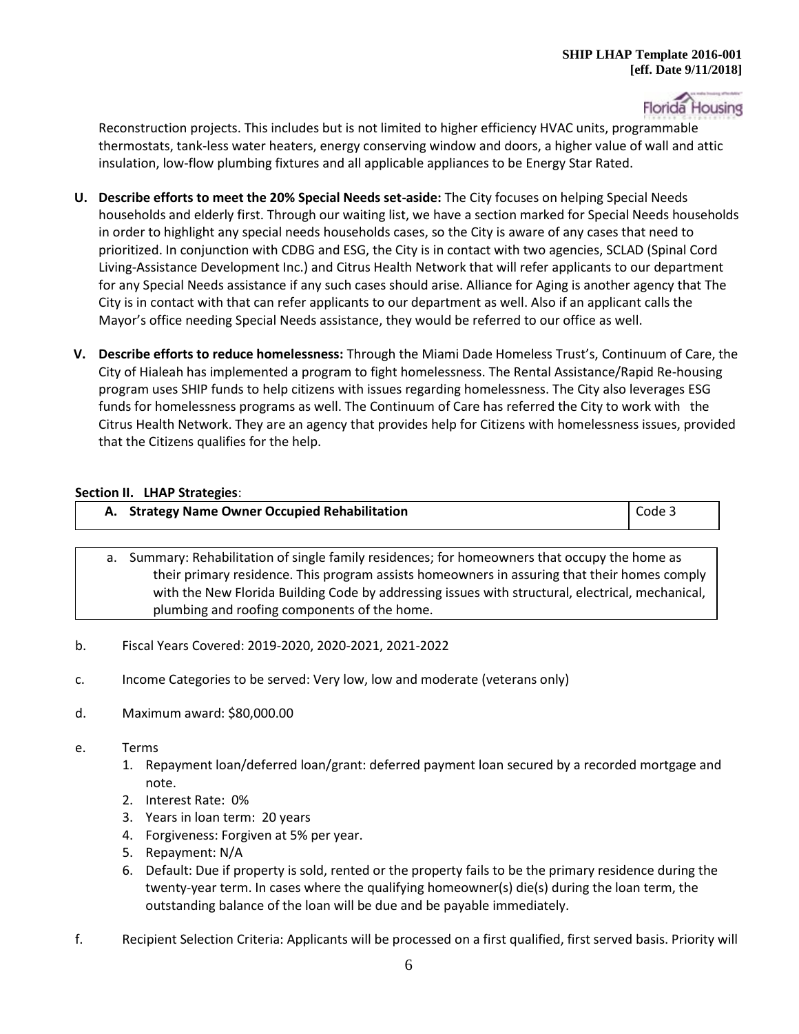Reconstruction projects. This includes but is not limited to higher efficiency HVAC units, programmable thermostats, tank-less water heaters, energy conserving window and doors, a higher value of wall and attic insulation, low-flow plumbing fixtures and all applicable appliances to be Energy Star Rated.

**U. Describe efforts to meet the 20% Special Needs set-aside:** The City focuses on helping Special Needs households and elderly first. Through our waiting list, we have a section marked for Special Needs households in order to highlight any special needs households cases, so the City is aware of any cases that need to prioritized. In conjunction with CDBG and ESG, the City is in contact with two agencies, SCLAD (Spinal Cord Living-Assistance Development Inc.) and Citrus Health Network that will refer applicants to our department for any Special Needs assistance if any such cases should arise. Alliance for Aging is another agency that The City is in contact with that can refer applicants to our department as well. Also if an applicant calls the Mayor's office needing Special Needs assistance, they would be referred to our office as well.

**V. Describe efforts to reduce homelessness:** Through the Miami Dade Homeless Trust's, Continuum of Care, the City of Hialeah has implemented a program to fight homelessness. The Rental Assistance/Rapid Re-housing program uses SHIP funds to help citizens with issues regarding homelessness. The City also leverages ESG funds for homelessness programs as well. The Continuum of Care has referred the City to work with the Citrus Health Network. They are an agency that provides help for Citizens with homelessness issues, provided that the Citizens qualifies for the help.

## Section II. LHAP Strategies:

| A. Strategy Name Owner Occupied Rehabilitation | Code 3 |
|---|---|

a. Summary: Rehabilitation of single family residences; for homeowners that occupy the home as their primary residence. This program assists homeowners in assuring that their homes comply with the New Florida Building Code by addressing issues with structural, electrical, mechanical, plumbing and roofing components of the home.

b. Fiscal Years Covered: 2019-2020, 2020-2021, 2021-2022

c. Income Categories to be served: Very low, low and moderate (veterans only)

d. Maximum award: $80,000.00

e. Terms
   1. Repayment loan/deferred loan/grant: deferred payment loan secured by a recorded mortgage and note.
   2. Interest Rate: 0%
   3. Years in loan term: 20 years
   4. Forgiveness: Forgiven at 5% per year.
   5. Repayment: N/A
   6. Default: Due if property is sold, rented or the property fails to be the primary residence during the twenty-year term. In cases where the qualifying homeowner(s) die(s) during the loan term, the outstanding balance of the loan will be due and be payable immediately.

f. Recipient Selection Criteria: Applicants will be processed on a first qualified, first served basis. Priority will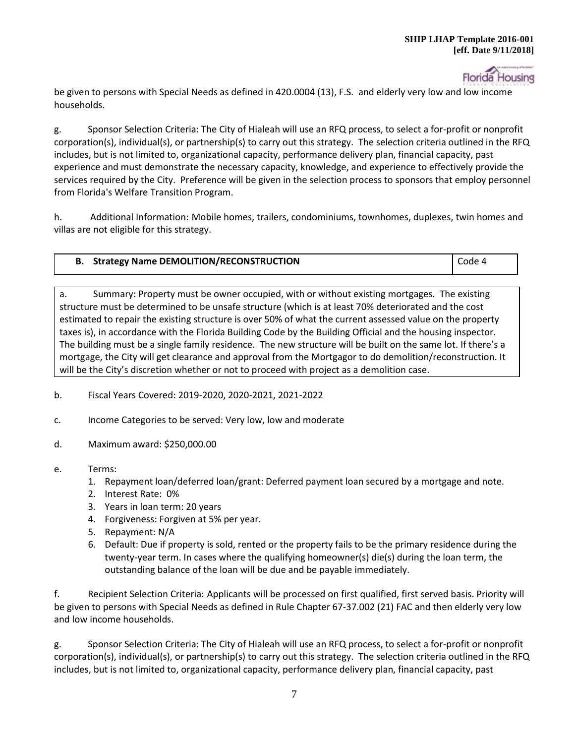be given to persons with Special Needs as defined in 420.0004 (13), F.S. and elderly very low and low income households.

g. Sponsor Selection Criteria: The City of Hialeah will use an RFQ process, to select a for-profit or nonprofit corporation(s), individual(s), or partnership(s) to carry out this strategy. The selection criteria outlined in the RFQ includes, but is not limited to, organizational capacity, performance delivery plan, financial capacity, past experience and must demonstrate the necessary capacity, knowledge, and experience to effectively provide the services required by the City. Preference will be given in the selection process to sponsors that employ personnel from Florida's Welfare Transition Program.

h. Additional Information: Mobile homes, trailers, condominiums, townhomes, duplexes, twin homes and villas are not eligible for this strategy.

| **B. Strategy Name DEMOLITION/RECONSTRUCTION** | Code 4 |
|---|---|

a. Summary: Property must be owner occupied, with or without existing mortgages. The existing structure must be determined to be unsafe structure (which is at least 70% deteriorated and the cost estimated to repair the existing structure is over 50% of what the current assessed value on the property taxes is), in accordance with the Florida Building Code by the Building Official and the housing inspector. The building must be a single family residence. The new structure will be built on the same lot. If there's a mortgage, the City will get clearance and approval from the Mortgagor to do demolition/reconstruction. It will be the City's discretion whether or not to proceed with project as a demolition case.

b. Fiscal Years Covered: 2019-2020, 2020-2021, 2021-2022

c. Income Categories to be served: Very low, low and moderate

d. Maximum award: $250,000.00

e. Terms:
1. Repayment loan/deferred loan/grant: Deferred payment loan secured by a mortgage and note.
2. Interest Rate: 0%
3. Years in loan term: 20 years
4. Forgiveness: Forgiven at 5% per year.
5. Repayment: N/A
6. Default: Due if property is sold, rented or the property fails to be the primary residence during the twenty-year term. In cases where the qualifying homeowner(s) die(s) during the loan term, the outstanding balance of the loan will be due and be payable immediately.

f. Recipient Selection Criteria: Applicants will be processed on first qualified, first served basis. Priority will be given to persons with Special Needs as defined in Rule Chapter 67-37.002 (21) FAC and then elderly very low and low income households.

g. Sponsor Selection Criteria: The City of Hialeah will use an RFQ process, to select a for-profit or nonprofit corporation(s), individual(s), or partnership(s) to carry out this strategy. The selection criteria outlined in the RFQ includes, but is not limited to, organizational capacity, performance delivery plan, financial capacity, past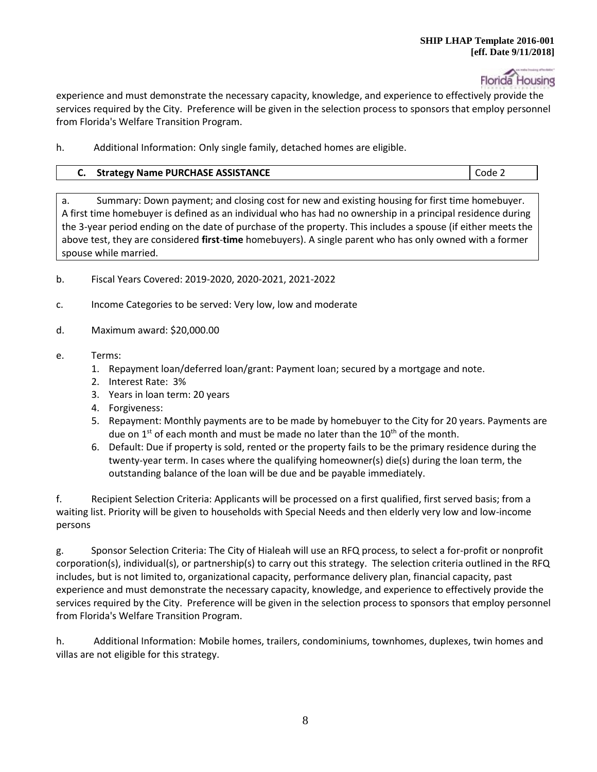experience and must demonstrate the necessary capacity, knowledge, and experience to effectively provide the services required by the City. Preference will be given in the selection process to sponsors that employ personnel from Florida's Welfare Transition Program.

h. Additional Information: Only single family, detached homes are eligible.

| C. Strategy Name PURCHASE ASSISTANCE | Code 2 |
|---|---|

a. Summary: Down payment; and closing cost for new and existing housing for first time homebuyer. A first time homebuyer is defined as an individual who has had no ownership in a principal residence during the 3-year period ending on the date of purchase of the property. This includes a spouse (if either meets the above test, they are considered **first-time** homebuyers). A single parent who has only owned with a former spouse while married.

b. Fiscal Years Covered: 2019-2020, 2020-2021, 2021-2022

c. Income Categories to be served: Very low, low and moderate

d. Maximum award: $20,000.00

e. Terms:
1. Repayment loan/deferred loan/grant: Payment loan; secured by a mortgage and note.
2. Interest Rate: 3%
3. Years in loan term: 20 years
4. Forgiveness:
5. Repayment: Monthly payments are to be made by homebuyer to the City for 20 years. Payments are due on 1st of each month and must be made no later than the 10th of the month.
6. Default: Due if property is sold, rented or the property fails to be the primary residence during the twenty-year term. In cases where the qualifying homeowner(s) die(s) during the loan term, the outstanding balance of the loan will be due and be payable immediately.

f. Recipient Selection Criteria: Applicants will be processed on a first qualified, first served basis; from a waiting list. Priority will be given to households with Special Needs and then elderly very low and low-income persons

g. Sponsor Selection Criteria: The City of Hialeah will use an RFQ process, to select a for-profit or nonprofit corporation(s), individual(s), or partnership(s) to carry out this strategy. The selection criteria outlined in the RFQ includes, but is not limited to, organizational capacity, performance delivery plan, financial capacity, past experience and must demonstrate the necessary capacity, knowledge, and experience to effectively provide the services required by the City. Preference will be given in the selection process to sponsors that employ personnel from Florida's Welfare Transition Program.

h. Additional Information: Mobile homes, trailers, condominiums, townhomes, duplexes, twin homes and villas are not eligible for this strategy.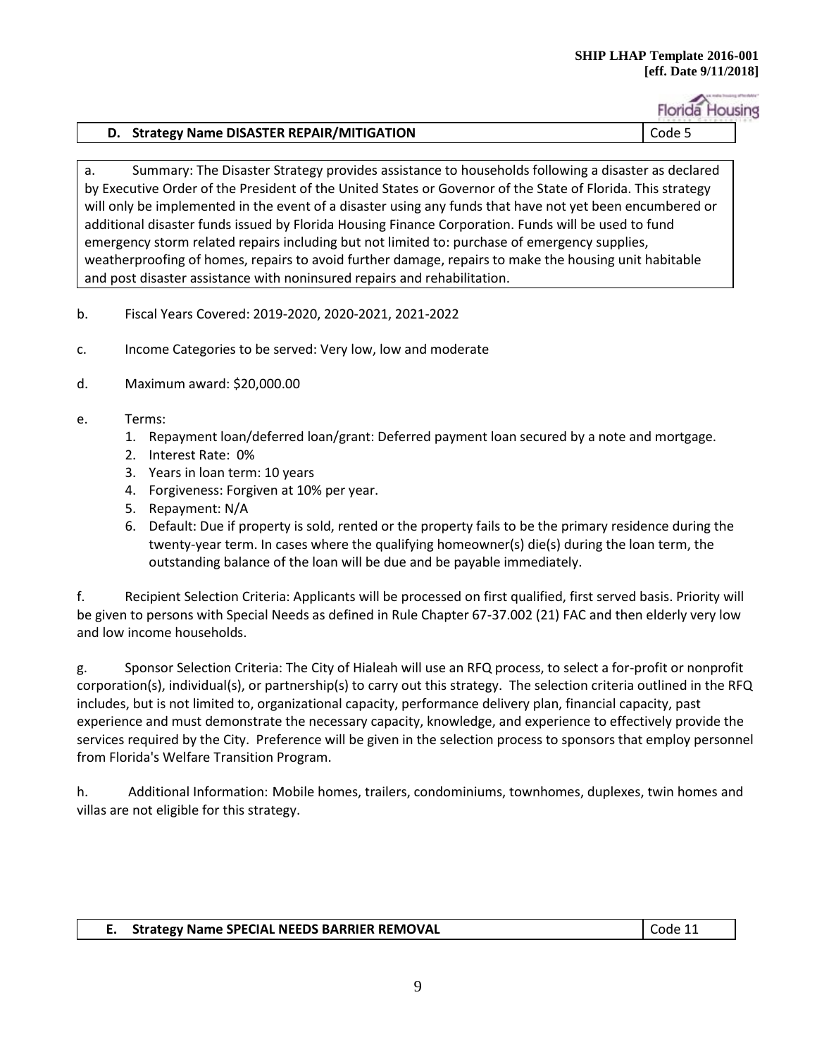| D. Strategy Name DISASTER REPAIR/MITIGATION | Code 5 |
|---|---|

a. Summary: The Disaster Strategy provides assistance to households following a disaster as declared by Executive Order of the President of the United States or Governor of the State of Florida. This strategy will only be implemented in the event of a disaster using any funds that have not yet been encumbered or additional disaster funds issued by Florida Housing Finance Corporation. Funds will be used to fund emergency storm related repairs including but not limited to: purchase of emergency supplies, weatherproofing of homes, repairs to avoid further damage, repairs to make the housing unit habitable and post disaster assistance with noninsured repairs and rehabilitation.

b. Fiscal Years Covered: 2019-2020, 2020-2021, 2021-2022

c. Income Categories to be served: Very low, low and moderate

d. Maximum award: $20,000.00

e. Terms:
1. Repayment loan/deferred loan/grant: Deferred payment loan secured by a note and mortgage.
2. Interest Rate: 0%
3. Years in loan term: 10 years
4. Forgiveness: Forgiven at 10% per year.
5. Repayment: N/A
6. Default: Due if property is sold, rented or the property fails to be the primary residence during the twenty-year term. In cases where the qualifying homeowner(s) die(s) during the loan term, the outstanding balance of the loan will be due and be payable immediately.

f. Recipient Selection Criteria: Applicants will be processed on first qualified, first served basis. Priority will be given to persons with Special Needs as defined in Rule Chapter 67-37.002 (21) FAC and then elderly very low and low income households.

g. Sponsor Selection Criteria: The City of Hialeah will use an RFQ process, to select a for-profit or nonprofit corporation(s), individual(s), or partnership(s) to carry out this strategy. The selection criteria outlined in the RFQ includes, but is not limited to, organizational capacity, performance delivery plan, financial capacity, past experience and must demonstrate the necessary capacity, knowledge, and experience to effectively provide the services required by the City. Preference will be given in the selection process to sponsors that employ personnel from Florida's Welfare Transition Program.

h. Additional Information: Mobile homes, trailers, condominiums, townhomes, duplexes, twin homes and villas are not eligible for this strategy.

| E. Strategy Name SPECIAL NEEDS BARRIER REMOVAL | Code 11 |
|---|---|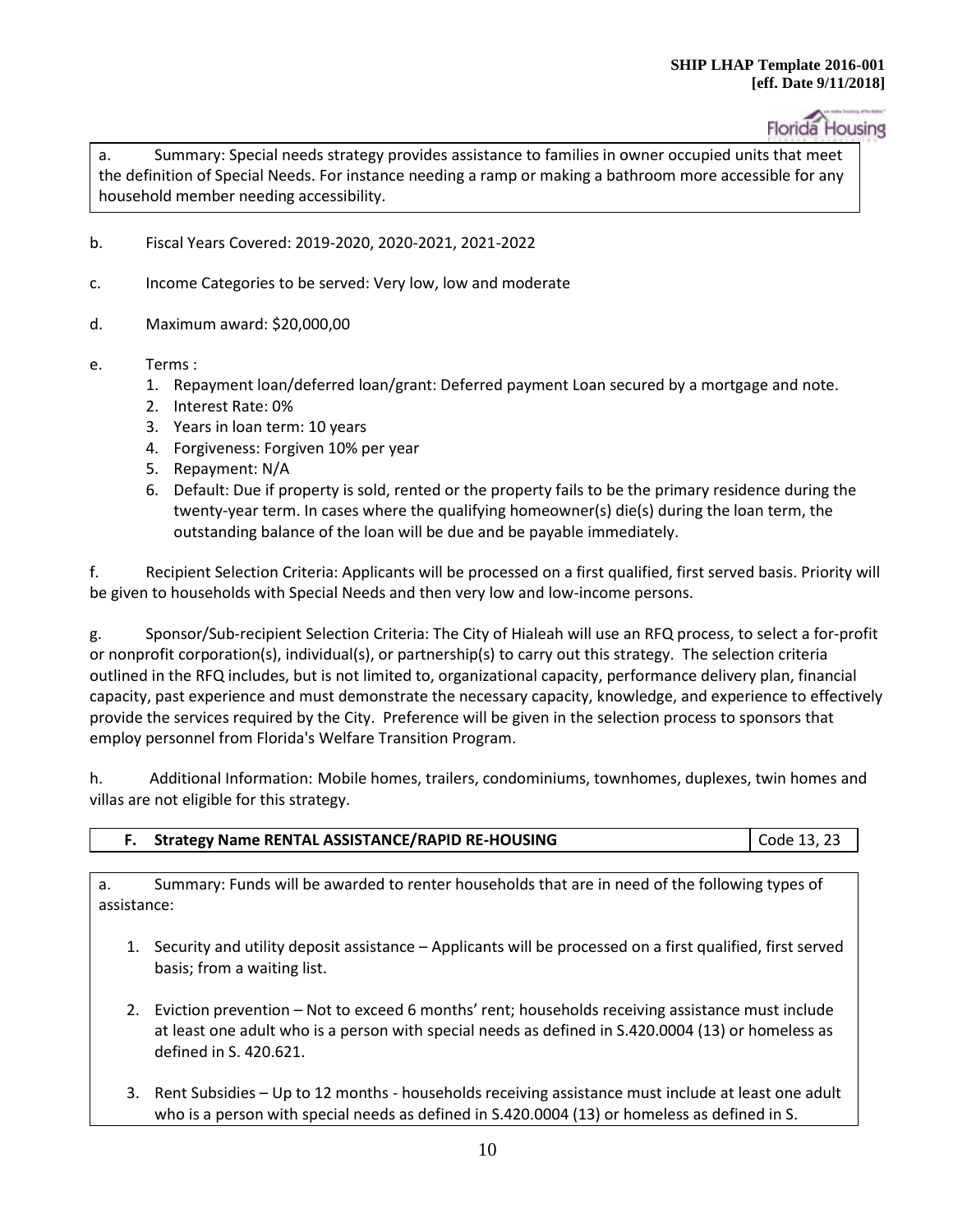a. Summary: Special needs strategy provides assistance to families in owner occupied units that meet the definition of Special Needs. For instance needing a ramp or making a bathroom more accessible for any household member needing accessibility.

b. Fiscal Years Covered: 2019-2020, 2020-2021, 2021-2022

c. Income Categories to be served: Very low, low and moderate

d. Maximum award: $20,000,00

e. Terms :
   1. Repayment loan/deferred loan/grant: Deferred payment Loan secured by a mortgage and note.
   2. Interest Rate: 0%
   3. Years in loan term: 10 years
   4. Forgiveness: Forgiven 10% per year
   5. Repayment: N/A
   6. Default: Due if property is sold, rented or the property fails to be the primary residence during the twenty-year term. In cases where the qualifying homeowner(s) die(s) during the loan term, the outstanding balance of the loan will be due and be payable immediately.

f. Recipient Selection Criteria: Applicants will be processed on a first qualified, first served basis. Priority will be given to households with Special Needs and then very low and low-income persons.

g. Sponsor/Sub-recipient Selection Criteria: The City of Hialeah will use an RFQ process, to select a for-profit or nonprofit corporation(s), individual(s), or partnership(s) to carry out this strategy. The selection criteria outlined in the RFQ includes, but is not limited to, organizational capacity, performance delivery plan, financial capacity, past experience and must demonstrate the necessary capacity, knowledge, and experience to effectively provide the services required by the City. Preference will be given in the selection process to sponsors that employ personnel from Florida's Welfare Transition Program.

h. Additional Information: Mobile homes, trailers, condominiums, townhomes, duplexes, twin homes and villas are not eligible for this strategy.

| F. Strategy Name RENTAL ASSISTANCE/RAPID RE-HOUSING | Code 13, 23 |
|---|---|

a. Summary: Funds will be awarded to renter households that are in need of the following types of assistance:

1. Security and utility deposit assistance – Applicants will be processed on a first qualified, first served basis; from a waiting list.

2. Eviction prevention – Not to exceed 6 months' rent; households receiving assistance must include at least one adult who is a person with special needs as defined in S.420.0004 (13) or homeless as defined in S. 420.621.

3. Rent Subsidies – Up to 12 months - households receiving assistance must include at least one adult who is a person with special needs as defined in S.420.0004 (13) or homeless as defined in S.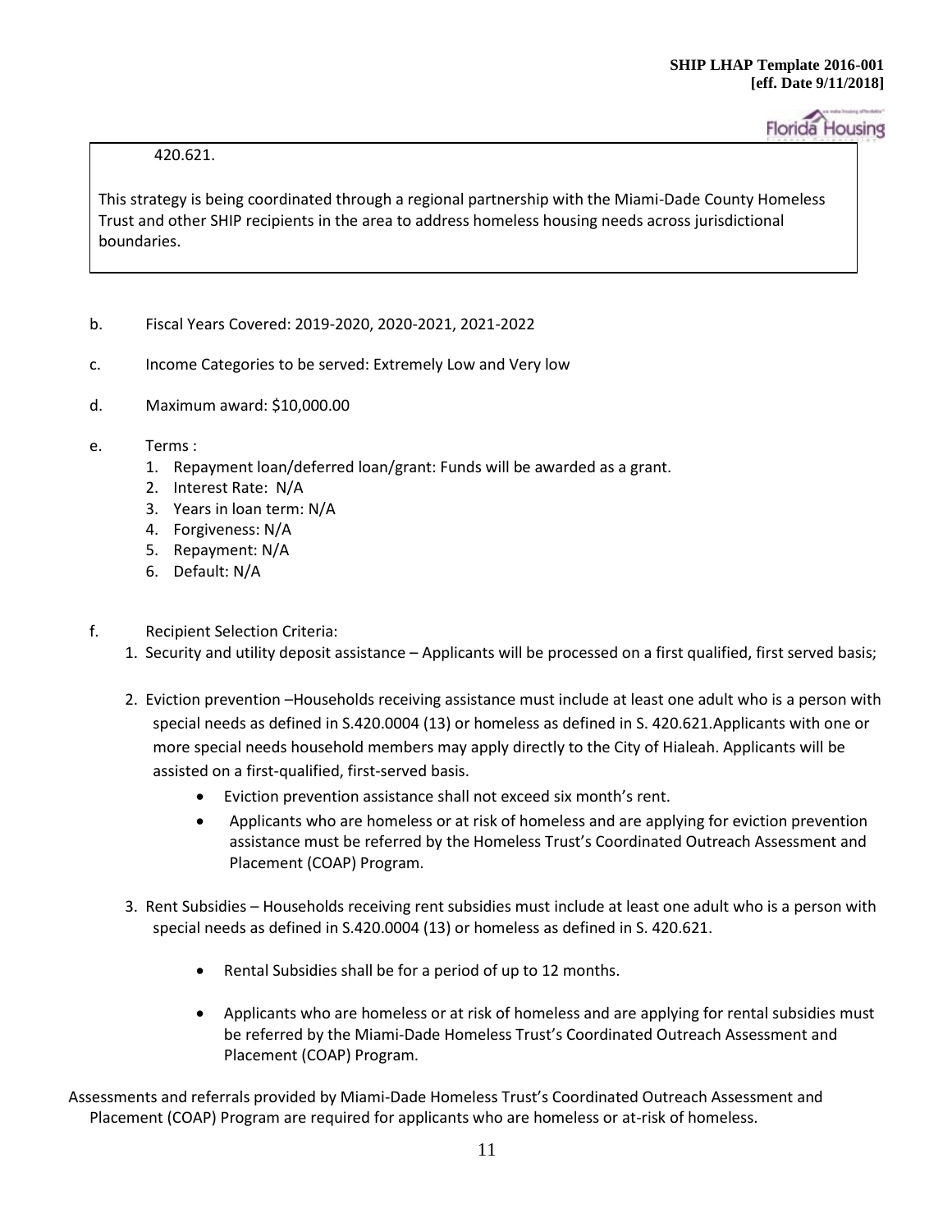420.621.

This strategy is being coordinated through a regional partnership with the Miami-Dade County Homeless Trust and other SHIP recipients in the area to address homeless housing needs across jurisdictional boundaries.

b. Fiscal Years Covered: 2019-2020, 2020-2021, 2021-2022

c. Income Categories to be served: Extremely Low and Very low

d. Maximum award: $10,000.00

e. Terms :
   1. Repayment loan/deferred loan/grant: Funds will be awarded as a grant.
   2. Interest Rate: N/A
   3. Years in loan term: N/A
   4. Forgiveness: N/A
   5. Repayment: N/A
   6. Default: N/A

f. Recipient Selection Criteria:
   1. Security and utility deposit assistance – Applicants will be processed on a first qualified, first served basis;
   2. Eviction prevention –Households receiving assistance must include at least one adult who is a person with special needs as defined in S.420.0004 (13) or homeless as defined in S. 420.621.Applicants with one or more special needs household members may apply directly to the City of Hialeah. Applicants will be assisted on a first-qualified, first-served basis.
      - Eviction prevention assistance shall not exceed six month's rent.
      - Applicants who are homeless or at risk of homeless and are applying for eviction prevention assistance must be referred by the Homeless Trust's Coordinated Outreach Assessment and Placement (COAP) Program.
   3. Rent Subsidies – Households receiving rent subsidies must include at least one adult who is a person with special needs as defined in S.420.0004 (13) or homeless as defined in S. 420.621.
      - Rental Subsidies shall be for a period of up to 12 months.
      - Applicants who are homeless or at risk of homeless and are applying for rental subsidies must be referred by the Miami-Dade Homeless Trust's Coordinated Outreach Assessment and Placement (COAP) Program.

Assessments and referrals provided by Miami-Dade Homeless Trust's Coordinated Outreach Assessment and Placement (COAP) Program are required for applicants who are homeless or at-risk of homeless.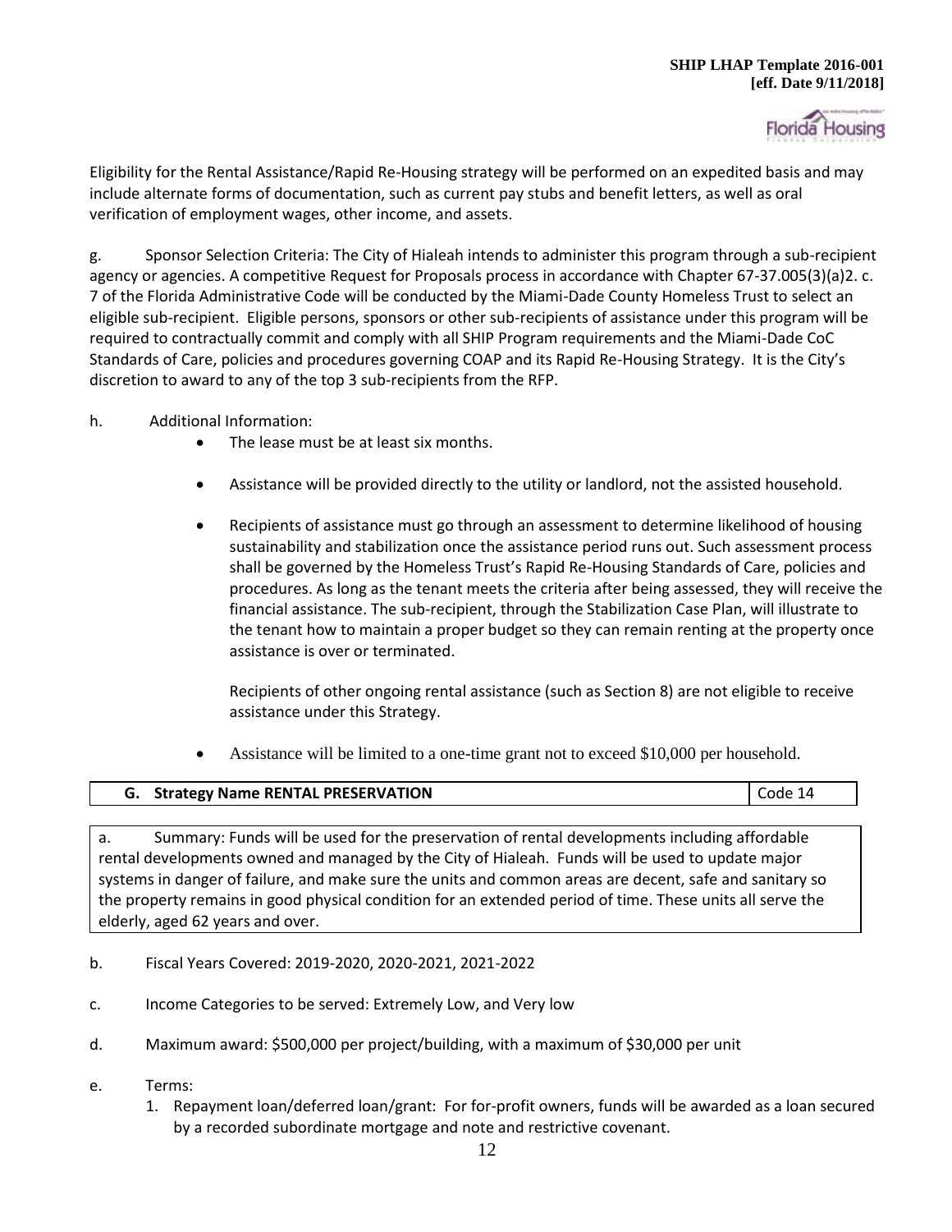Eligibility for the Rental Assistance/Rapid Re-Housing strategy will be performed on an expedited basis and may include alternate forms of documentation, such as current pay stubs and benefit letters, as well as oral verification of employment wages, other income, and assets.

g. Sponsor Selection Criteria: The City of Hialeah intends to administer this program through a sub-recipient agency or agencies. A competitive Request for Proposals process in accordance with Chapter 67-37.005(3)(a)2. c. 7 of the Florida Administrative Code will be conducted by the Miami-Dade County Homeless Trust to select an eligible sub-recipient. Eligible persons, sponsors or other sub-recipients of assistance under this program will be required to contractually commit and comply with all SHIP Program requirements and the Miami-Dade CoC Standards of Care, policies and procedures governing COAP and its Rapid Re-Housing Strategy. It is the City's discretion to award to any of the top 3 sub-recipients from the RFP.

h. Additional Information:

- The lease must be at least six months.
- Assistance will be provided directly to the utility or landlord, not the assisted household.
- Recipients of assistance must go through an assessment to determine likelihood of housing sustainability and stabilization once the assistance period runs out. Such assessment process shall be governed by the Homeless Trust's Rapid Re-Housing Standards of Care, policies and procedures. As long as the tenant meets the criteria after being assessed, they will receive the financial assistance. The sub-recipient, through the Stabilization Case Plan, will illustrate to the tenant how to maintain a proper budget so they can remain renting at the property once assistance is over or terminated.

  Recipients of other ongoing rental assistance (such as Section 8) are not eligible to receive assistance under this Strategy.

- Assistance will be limited to a one-time grant not to exceed $10,000 per household.

| **G. Strategy Name RENTAL PRESERVATION** | Code 14 |
|---|---|

a. Summary: Funds will be used for the preservation of rental developments including affordable rental developments owned and managed by the City of Hialeah. Funds will be used to update major systems in danger of failure, and make sure the units and common areas are decent, safe and sanitary so the property remains in good physical condition for an extended period of time. These units all serve the elderly, aged 62 years and over.

b. Fiscal Years Covered: 2019-2020, 2020-2021, 2021-2022

c. Income Categories to be served: Extremely Low, and Very low

d. Maximum award: $500,000 per project/building, with a maximum of $30,000 per unit

e. Terms:

1. Repayment loan/deferred loan/grant: For for-profit owners, funds will be awarded as a loan secured by a recorded subordinate mortgage and note and restrictive covenant.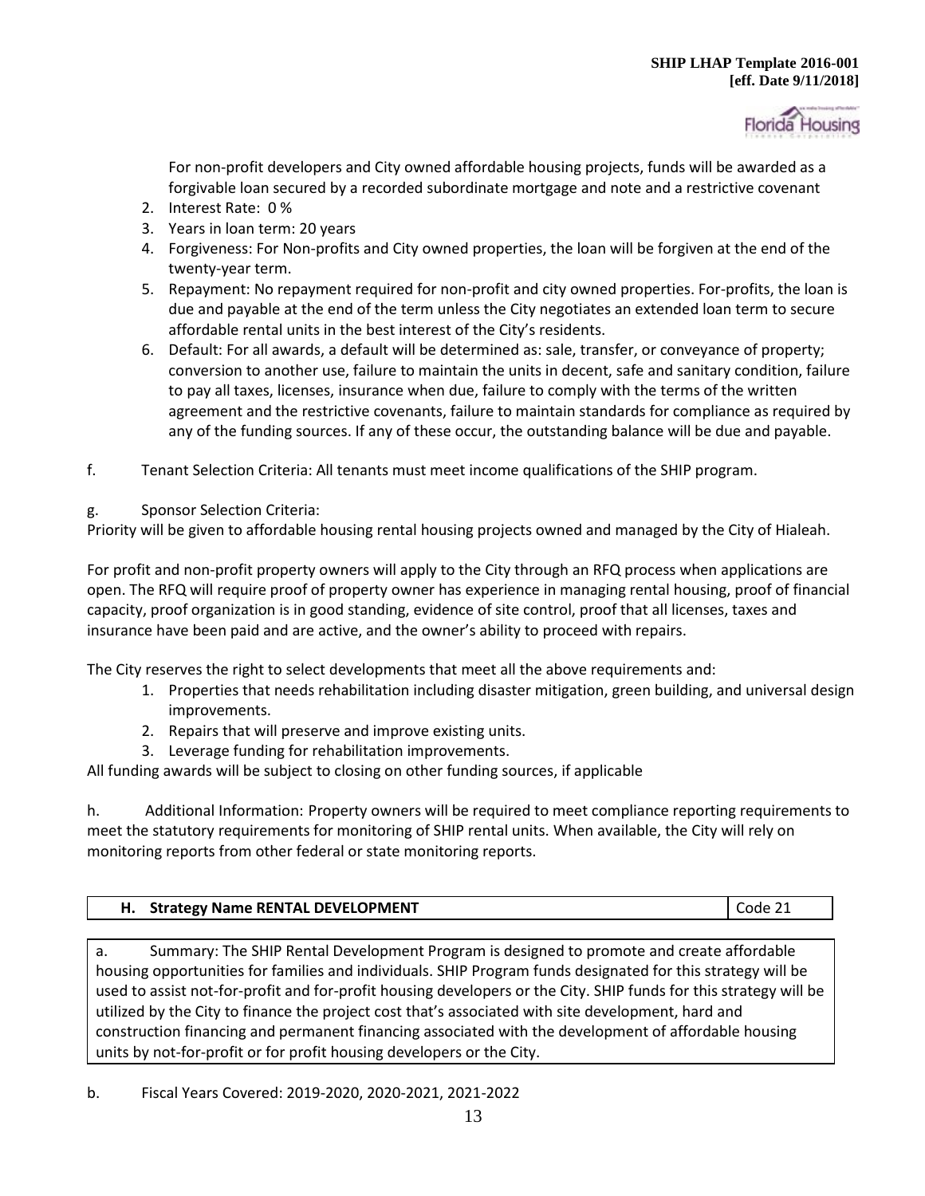For non-profit developers and City owned affordable housing projects, funds will be awarded as a forgivable loan secured by a recorded subordinate mortgage and note and a restrictive covenant

2. Interest Rate: 0 %
3. Years in loan term: 20 years
4. Forgiveness: For Non-profits and City owned properties, the loan will be forgiven at the end of the twenty-year term.
5. Repayment: No repayment required for non-profit and city owned properties. For-profits, the loan is due and payable at the end of the term unless the City negotiates an extended loan term to secure affordable rental units in the best interest of the City's residents.
6. Default: For all awards, a default will be determined as: sale, transfer, or conveyance of property; conversion to another use, failure to maintain the units in decent, safe and sanitary condition, failure to pay all taxes, licenses, insurance when due, failure to comply with the terms of the written agreement and the restrictive covenants, failure to maintain standards for compliance as required by any of the funding sources. If any of these occur, the outstanding balance will be due and payable.

f. Tenant Selection Criteria: All tenants must meet income qualifications of the SHIP program.

g. Sponsor Selection Criteria:

Priority will be given to affordable housing rental housing projects owned and managed by the City of Hialeah.

For profit and non-profit property owners will apply to the City through an RFQ process when applications are open. The RFQ will require proof of property owner has experience in managing rental housing, proof of financial capacity, proof organization is in good standing, evidence of site control, proof that all licenses, taxes and insurance have been paid and are active, and the owner's ability to proceed with repairs.

The City reserves the right to select developments that meet all the above requirements and:

1. Properties that needs rehabilitation including disaster mitigation, green building, and universal design improvements.
2. Repairs that will preserve and improve existing units.
3. Leverage funding for rehabilitation improvements.

All funding awards will be subject to closing on other funding sources, if applicable

h. Additional Information: Property owners will be required to meet compliance reporting requirements to meet the statutory requirements for monitoring of SHIP rental units. When available, the City will rely on monitoring reports from other federal or state monitoring reports.

| **H. Strategy Name RENTAL DEVELOPMENT** | Code 21 |
|---|---|

a. Summary: The SHIP Rental Development Program is designed to promote and create affordable housing opportunities for families and individuals. SHIP Program funds designated for this strategy will be used to assist not-for-profit and for-profit housing developers or the City. SHIP funds for this strategy will be utilized by the City to finance the project cost that's associated with site development, hard and construction financing and permanent financing associated with the development of affordable housing units by not-for-profit or for profit housing developers or the City.

b. Fiscal Years Covered: 2019-2020, 2020-2021, 2021-2022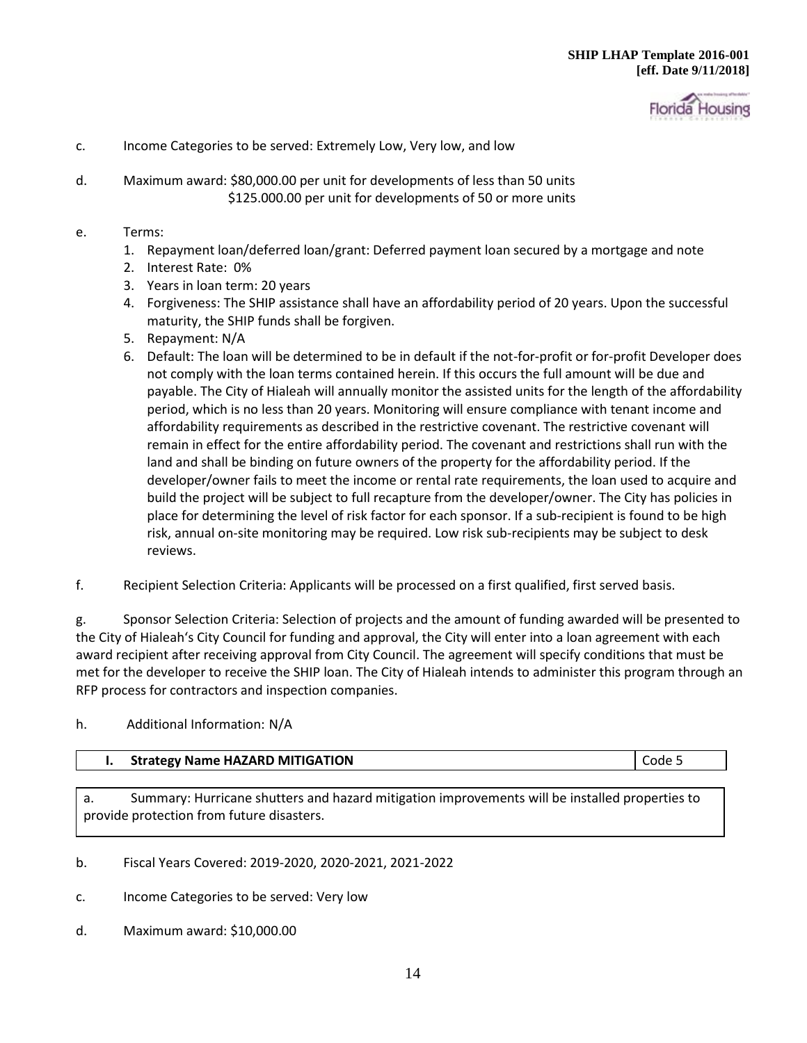c. Income Categories to be served: Extremely Low, Very low, and low

d. Maximum award: $80,000.00 per unit for developments of less than 50 units
$125.000.00 per unit for developments of 50 or more units

e. Terms:
1. Repayment loan/deferred loan/grant: Deferred payment loan secured by a mortgage and note
2. Interest Rate: 0%
3. Years in loan term: 20 years
4. Forgiveness: The SHIP assistance shall have an affordability period of 20 years. Upon the successful maturity, the SHIP funds shall be forgiven.
5. Repayment: N/A
6. Default: The loan will be determined to be in default if the not-for-profit or for-profit Developer does not comply with the loan terms contained herein. If this occurs the full amount will be due and payable. The City of Hialeah will annually monitor the assisted units for the length of the affordability period, which is no less than 20 years. Monitoring will ensure compliance with tenant income and affordability requirements as described in the restrictive covenant. The restrictive covenant will remain in effect for the entire affordability period. The covenant and restrictions shall run with the land and shall be binding on future owners of the property for the affordability period. If the developer/owner fails to meet the income or rental rate requirements, the loan used to acquire and build the project will be subject to full recapture from the developer/owner. The City has policies in place for determining the level of risk factor for each sponsor. If a sub-recipient is found to be high risk, annual on-site monitoring may be required. Low risk sub-recipients may be subject to desk reviews.

f. Recipient Selection Criteria: Applicants will be processed on a first qualified, first served basis.

g. Sponsor Selection Criteria: Selection of projects and the amount of funding awarded will be presented to the City of Hialeah's City Council for funding and approval, the City will enter into a loan agreement with each award recipient after receiving approval from City Council. The agreement will specify conditions that must be met for the developer to receive the SHIP loan. The City of Hialeah intends to administer this program through an RFP process for contractors and inspection companies.

h. Additional Information: N/A

| I. Strategy Name HAZARD MITIGATION | Code 5 |
|---|---|

a. Summary: Hurricane shutters and hazard mitigation improvements will be installed properties to provide protection from future disasters.

b. Fiscal Years Covered: 2019-2020, 2020-2021, 2021-2022

c. Income Categories to be served: Very low

d. Maximum award: $10,000.00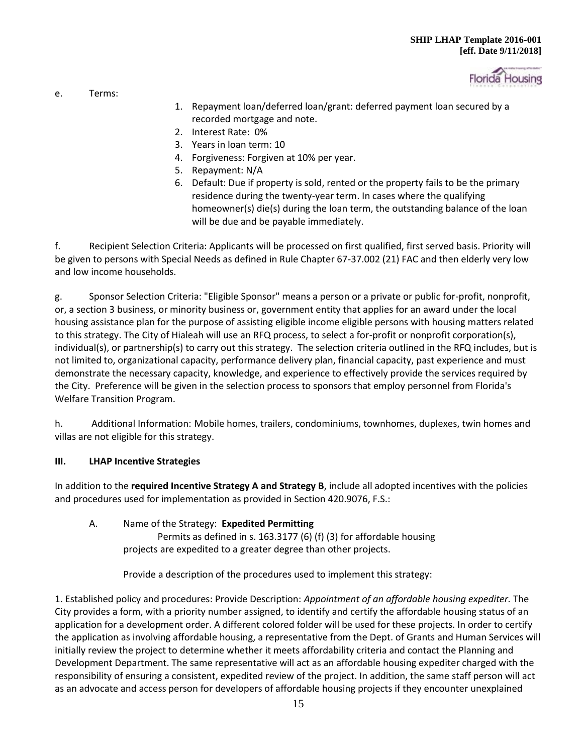e. Terms:

1. Repayment loan/deferred loan/grant: deferred payment loan secured by a recorded mortgage and note.
2. Interest Rate: 0%
3. Years in loan term: 10
4. Forgiveness: Forgiven at 10% per year.
5. Repayment: N/A
6. Default: Due if property is sold, rented or the property fails to be the primary residence during the twenty-year term. In cases where the qualifying homeowner(s) die(s) during the loan term, the outstanding balance of the loan will be due and be payable immediately.

f. Recipient Selection Criteria: Applicants will be processed on first qualified, first served basis. Priority will be given to persons with Special Needs as defined in Rule Chapter 67-37.002 (21) FAC and then elderly very low and low income households.

g. Sponsor Selection Criteria: "Eligible Sponsor" means a person or a private or public for-profit, nonprofit, or, a section 3 business, or minority business or, government entity that applies for an award under the local housing assistance plan for the purpose of assisting eligible income eligible persons with housing matters related to this strategy. The City of Hialeah will use an RFQ process, to select a for-profit or nonprofit corporation(s), individual(s), or partnership(s) to carry out this strategy. The selection criteria outlined in the RFQ includes, but is not limited to, organizational capacity, performance delivery plan, financial capacity, past experience and must demonstrate the necessary capacity, knowledge, and experience to effectively provide the services required by the City. Preference will be given in the selection process to sponsors that employ personnel from Florida's Welfare Transition Program.

h. Additional Information: Mobile homes, trailers, condominiums, townhomes, duplexes, twin homes and villas are not eligible for this strategy.

## III. LHAP Incentive Strategies

In addition to the **required Incentive Strategy A and Strategy B**, include all adopted incentives with the policies and procedures used for implementation as provided in Section 420.9076, F.S.:

A. Name of the Strategy: **Expedited Permitting**
Permits as defined in s. 163.3177 (6) (f) (3) for affordable housing projects are expedited to a greater degree than other projects.

Provide a description of the procedures used to implement this strategy:

1. Established policy and procedures: Provide Description: *Appointment of an affordable housing expediter.* The City provides a form, with a priority number assigned, to identify and certify the affordable housing status of an application for a development order. A different colored folder will be used for these projects. In order to certify the application as involving affordable housing, a representative from the Dept. of Grants and Human Services will initially review the project to determine whether it meets affordability criteria and contact the Planning and Development Department. The same representative will act as an affordable housing expediter charged with the responsibility of ensuring a consistent, expedited review of the project. In addition, the same staff person will act as an advocate and access person for developers of affordable housing projects if they encounter unexplained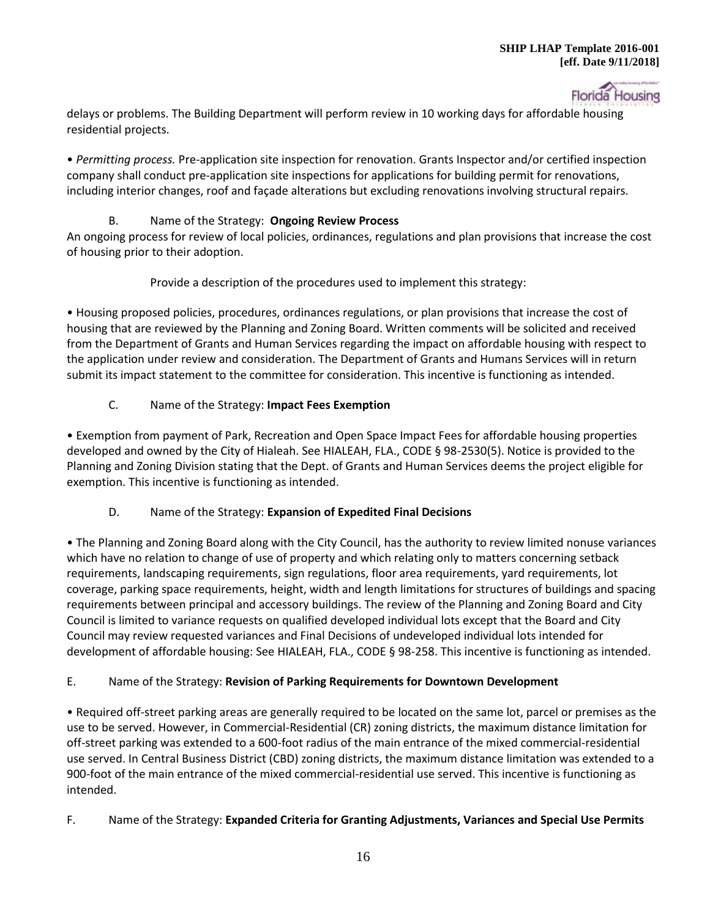delays or problems. The Building Department will perform review in 10 working days for affordable housing residential projects.

• *Permitting process.* Pre-application site inspection for renovation. Grants Inspector and/or certified inspection company shall conduct pre-application site inspections for applications for building permit for renovations, including interior changes, roof and façade alterations but excluding renovations involving structural repairs.

B. Name of the Strategy: **Ongoing Review Process**

An ongoing process for review of local policies, ordinances, regulations and plan provisions that increase the cost of housing prior to their adoption.

Provide a description of the procedures used to implement this strategy:

• Housing proposed policies, procedures, ordinances regulations, or plan provisions that increase the cost of housing that are reviewed by the Planning and Zoning Board. Written comments will be solicited and received from the Department of Grants and Human Services regarding the impact on affordable housing with respect to the application under review and consideration. The Department of Grants and Humans Services will in return submit its impact statement to the committee for consideration. This incentive is functioning as intended.

C. Name of the Strategy: **Impact Fees Exemption**

• Exemption from payment of Park, Recreation and Open Space Impact Fees for affordable housing properties developed and owned by the City of Hialeah. See HIALEAH, FLA., CODE § 98-2530(5). Notice is provided to the Planning and Zoning Division stating that the Dept. of Grants and Human Services deems the project eligible for exemption. This incentive is functioning as intended.

D. Name of the Strategy: **Expansion of Expedited Final Decisions**

• The Planning and Zoning Board along with the City Council, has the authority to review limited nonuse variances which have no relation to change of use of property and which relating only to matters concerning setback requirements, landscaping requirements, sign regulations, floor area requirements, yard requirements, lot coverage, parking space requirements, height, width and length limitations for structures of buildings and spacing requirements between principal and accessory buildings. The review of the Planning and Zoning Board and City Council is limited to variance requests on qualified developed individual lots except that the Board and City Council may review requested variances and Final Decisions of undeveloped individual lots intended for development of affordable housing: See HIALEAH, FLA., CODE § 98-258. This incentive is functioning as intended.

E. Name of the Strategy: **Revision of Parking Requirements for Downtown Development**

• Required off-street parking areas are generally required to be located on the same lot, parcel or premises as the use to be served. However, in Commercial-Residential (CR) zoning districts, the maximum distance limitation for off-street parking was extended to a 600-foot radius of the main entrance of the mixed commercial-residential use served. In Central Business District (CBD) zoning districts, the maximum distance limitation was extended to a 900-foot of the main entrance of the mixed commercial-residential use served. This incentive is functioning as intended.

F. Name of the Strategy: **Expanded Criteria for Granting Adjustments, Variances and Special Use Permits**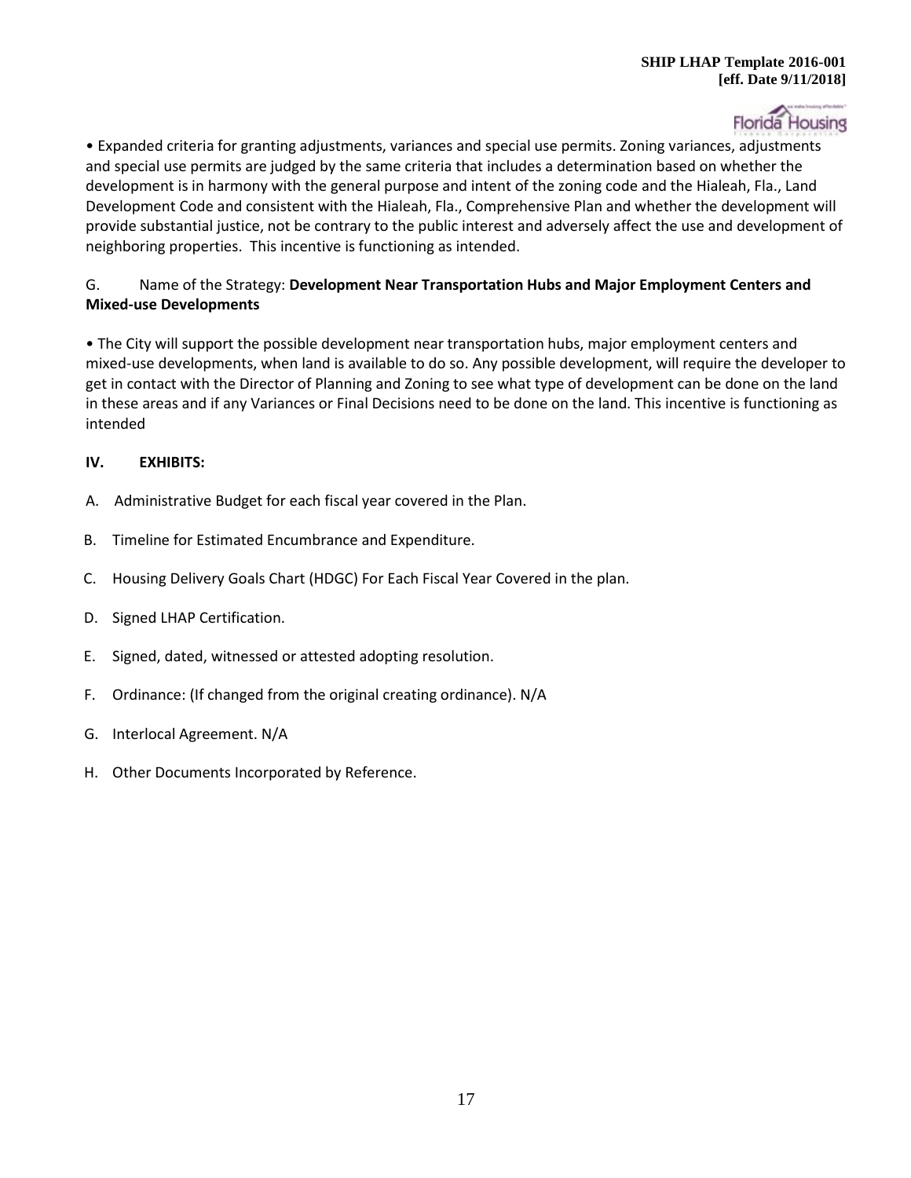• Expanded criteria for granting adjustments, variances and special use permits. Zoning variances, adjustments and special use permits are judged by the same criteria that includes a determination based on whether the development is in harmony with the general purpose and intent of the zoning code and the Hialeah, Fla., Land Development Code and consistent with the Hialeah, Fla., Comprehensive Plan and whether the development will provide substantial justice, not be contrary to the public interest and adversely affect the use and development of neighboring properties. This incentive is functioning as intended.

G. Name of the Strategy: **Development Near Transportation Hubs and Major Employment Centers and Mixed-use Developments**

• The City will support the possible development near transportation hubs, major employment centers and mixed-use developments, when land is available to do so. Any possible development, will require the developer to get in contact with the Director of Planning and Zoning to see what type of development can be done on the land in these areas and if any Variances or Final Decisions need to be done on the land. This incentive is functioning as intended

## IV. EXHIBITS:

A. Administrative Budget for each fiscal year covered in the Plan.

B. Timeline for Estimated Encumbrance and Expenditure.

C. Housing Delivery Goals Chart (HDGC) For Each Fiscal Year Covered in the plan.

D. Signed LHAP Certification.

E. Signed, dated, witnessed or attested adopting resolution.

F. Ordinance: (If changed from the original creating ordinance). N/A

G. Interlocal Agreement. N/A

H. Other Documents Incorporated by Reference.